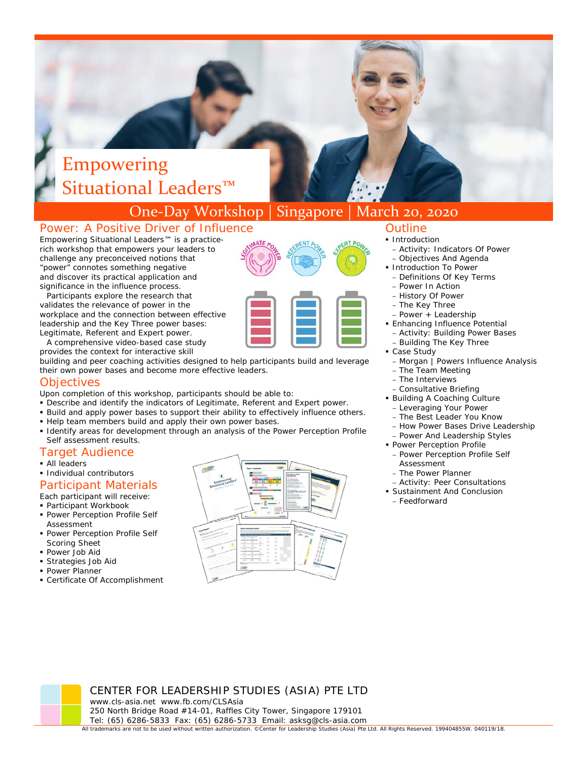# Empowering Situational Leaders™

## One-Day Workshop | Singapore | March 20, 2020

## Power: A Positive Driver of Influence

Empowering Situational Leaders™ is a practice-rich workshop that empowers your leaders to challenge any preconceived notions that "power" connotes something negative and discover its practical application and significance in the influence process.

Participants explore the research that validates the relevance of power in the workplace and the connection between effective leadership and the Key Three power bases: Legitimate, Referent and Expert power.

A comprehensive video-based case study provides the context for interactive skill building and peer coaching activities designed to help participants build and leverage their own power bases and become more effective leaders.

## Objectives

Upon completion of this workshop, participants should be able to:

- Describe and identify the indicators of Legitimate, Referent and Expert power.
- Build and apply power bases to support their ability to effectively influence others.
- Help team members build and apply their own power bases.
- Identify areas for development through an analysis of the Power Perception Profile Self assessment results.

## Target Audience

- All leaders
- Individual contributors

## Participant Materials

Each participant will receive:

- Participant Workbook
- Power Perception Profile Self Assessment
- Power Perception Profile Self Scoring Sheet
- Power Job Aid
- Strategies Job Aid
- Power Planner
- Certificate Of Accomplishment

## Outline

- Introduction
  - Activity: Indicators Of Power
  - Objectives And Agenda
- Introduction To Power
  - Definitions Of Key Terms
  - Power In Action
  - History Of Power
  - The Key Three
  - Power + Leadership
- Enhancing Influence Potential
  - Activity: Building Power Bases
  - Building The Key Three
- Case Study
  - Morgan | Powers Influence Analysis
  - The Team Meeting
  - The Interviews
  - Consultative Briefing
- Building A Coaching Culture
  - Leveraging Your Power
  - The Best Leader You Know
  - How Power Bases Drive Leadership
  - Power And Leadership Styles
- Power Perception Profile
  - Power Perception Profile Self Assessment
  - The Power Planner
  - Activity: Peer Consultations
- Sustainment And Conclusion
  - Feedforward

CENTER FOR LEADERSHIP STUDIES (ASIA) PTE LTD
www.cls-asia.net www.fb.com/CLSAsia
250 North Bridge Road #14-01, Raffles City Tower, Singapore 179101
Tel: (65) 6286-5833 Fax: (65) 6286-5733 Email: asksg@cls-asia.com

All trademarks are not to be used without written authorization. ©Center for Leadership Studies (Asia) Pte Ltd. All Rights Reserved. 199404855W. 040119/18.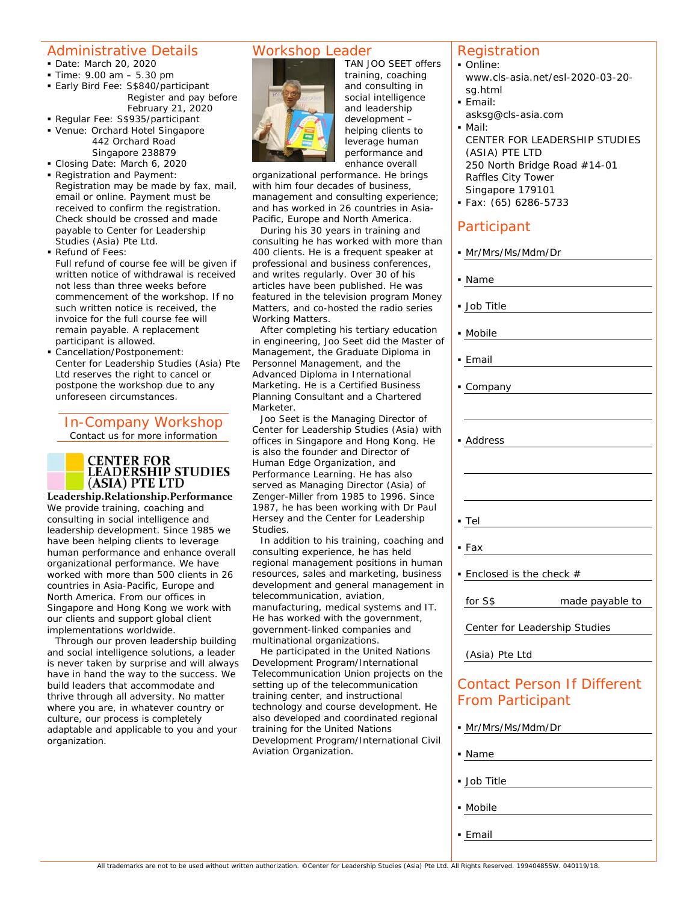## Administrative Details

- Date: March 20, 2020
- Time: 9.00 am – 5.30 pm
- Early Bird Fee: S$840/participant
  Register and pay before February 21, 2020
- Regular Fee: S$935/participant
- Venue: Orchard Hotel Singapore
  442 Orchard Road
  Singapore 238879
- Closing Date: March 6, 2020
- Registration and Payment:
  Registration may be made by fax, mail, email or online. Payment must be received to confirm the registration. Check should be crossed and made payable to Center for Leadership Studies (Asia) Pte Ltd.
- Refund of Fees:
  Full refund of course fee will be given if written notice of withdrawal is received not less than three weeks before commencement of the workshop. If no such written notice is received, the invoice for the full course fee will remain payable. A replacement participant is allowed.
- Cancellation/Postponement:
  Center for Leadership Studies (Asia) Pte Ltd reserves the right to cancel or postpone the workshop due to any unforeseen circumstances.

## In-Company Workshop

Contact us for more information

**CENTER FOR LEADERSHIP STUDIES (ASIA) PTE LTD**

**Leadership.Relationship.Performance**

We provide training, coaching and consulting in social intelligence and leadership development. Since 1985 we have been helping clients to leverage human performance and enhance overall organizational performance. We have worked with more than 500 clients in 26 countries in Asia-Pacific, Europe and North America. From our offices in Singapore and Hong Kong we work with our clients and support global client implementations worldwide.

Through our proven leadership building and social intelligence solutions, a leader is never taken by surprise and will always have in hand the way to the success. We build leaders that accommodate and thrive through all adversity. No matter where you are, in whatever country or culture, our process is completely adaptable and applicable to you and your organization.

## Workshop Leader

TAN JOO SEET offers training, coaching and consulting in social intelligence and leadership development – helping clients to leverage human performance and enhance overall organizational performance. He brings with him four decades of business, management and consulting experience; and has worked in 26 countries in Asia-Pacific, Europe and North America.

During his 30 years in training and consulting he has worked with more than 400 clients. He is a frequent speaker at professional and business conferences, and writes regularly. Over 30 of his articles have been published. He was featured in the television program Money Matters, and co-hosted the radio series Working Matters.

After completing his tertiary education in engineering, Joo Seet did the Master of Management, the Graduate Diploma in Personnel Management, and the Advanced Diploma in International Marketing. He is a Certified Business Planning Consultant and a Chartered Marketer.

Joo Seet is the Managing Director of Center for Leadership Studies (Asia) with offices in Singapore and Hong Kong. He is also the founder and Director of Human Edge Organization, and Performance Learning. He has also served as Managing Director (Asia) of Zenger-Miller from 1985 to 1996. Since 1987, he has been working with Dr Paul Hersey and the Center for Leadership Studies.

In addition to his training, coaching and consulting experience, he has held regional management positions in human resources, sales and marketing, business development and general management in telecommunication, aviation, manufacturing, medical systems and IT. He has worked with the government, government-linked companies and multinational organizations.

He participated in the United Nations Development Program/International Telecommunication Union projects on the setting up of the telecommunication training center, and instructional technology and course development. He also developed and coordinated regional training for the United Nations Development Program/International Civil Aviation Organization.

## Registration

- Online:
  www.cls-asia.net/esl-2020-03-20-sg.html
- Email:
  asksg@cls-asia.com
- Mail:
  CENTER FOR LEADERSHIP STUDIES (ASIA) PTE LTD
  250 North Bridge Road #14-01
  Raffles City Tower
  Singapore 179101
- Fax: (65) 6286-5733

## Participant

- Mr/Mrs/Ms/Mdm/Dr ______________________
- Name ______________________
- Job Title ______________________
- Mobile ______________________
- Email ______________________
- Company ______________________
  ______________________
- Address ______________________
  ______________________
  ______________________
- Tel ______________________
- Fax ______________________
- Enclosed is the check # ______________________
  for S$ __________ made payable to
  Center for Leadership Studies
  (Asia) Pte Ltd

## Contact Person If Different From Participant

- Mr/Mrs/Ms/Mdm/Dr ______________________
- Name ______________________
- Job Title ______________________
- Mobile ______________________
- Email ______________________

All trademarks are not to be used without written authorization. ©Center for Leadership Studies (Asia) Pte Ltd. All Rights Reserved. 199404855W. 040119/18.